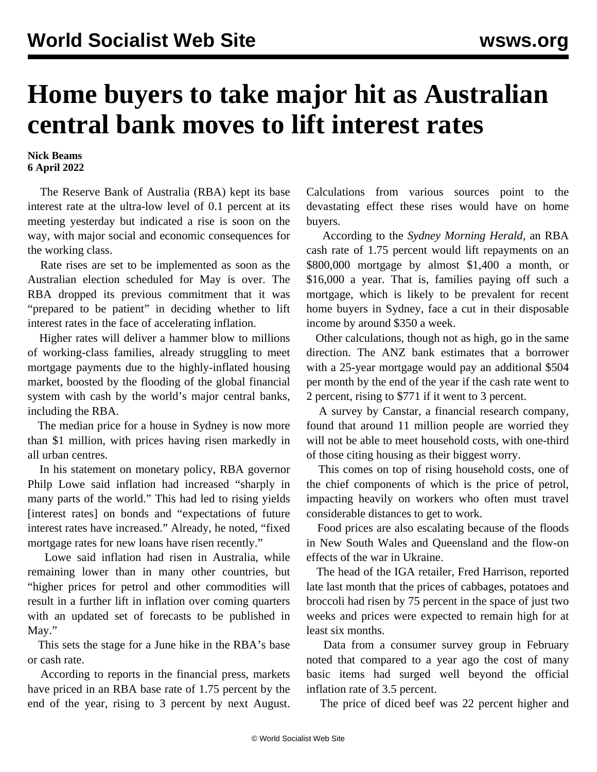# Home buyers to take major hit as Australian central bank moves to lift interest rates

**Nick Beams**
**6 April 2022**

The Reserve Bank of Australia (RBA) kept its base interest rate at the ultra-low level of 0.1 percent at its meeting yesterday but indicated a rise is soon on the way, with major social and economic consequences for the working class.

Rate rises are set to be implemented as soon as the Australian election scheduled for May is over. The RBA dropped its previous commitment that it was "prepared to be patient" in deciding whether to lift interest rates in the face of accelerating inflation.

Higher rates will deliver a hammer blow to millions of working-class families, already struggling to meet mortgage payments due to the highly-inflated housing market, boosted by the flooding of the global financial system with cash by the world's major central banks, including the RBA.

The median price for a house in Sydney is now more than $1 million, with prices having risen markedly in all urban centres.

In his statement on monetary policy, RBA governor Philp Lowe said inflation had increased "sharply in many parts of the world." This had led to rising yields [interest rates] on bonds and "expectations of future interest rates have increased." Already, he noted, "fixed mortgage rates for new loans have risen recently."

Lowe said inflation had risen in Australia, while remaining lower than in many other countries, but "higher prices for petrol and other commodities will result in a further lift in inflation over coming quarters with an updated set of forecasts to be published in May."

This sets the stage for a June hike in the RBA's base or cash rate.

According to reports in the financial press, markets have priced in an RBA base rate of 1.75 percent by the end of the year, rising to 3 percent by next August. Calculations from various sources point to the devastating effect these rises would have on home buyers.

According to the *Sydney Morning Herald*, an RBA cash rate of 1.75 percent would lift repayments on an $800,000 mortgage by almost $1,400 a month, or $16,000 a year. That is, families paying off such a mortgage, which is likely to be prevalent for recent home buyers in Sydney, face a cut in their disposable income by around $350 a week.

Other calculations, though not as high, go in the same direction. The ANZ bank estimates that a borrower with a 25-year mortgage would pay an additional $504 per month by the end of the year if the cash rate went to 2 percent, rising to $771 if it went to 3 percent.

A survey by Canstar, a financial research company, found that around 11 million people are worried they will not be able to meet household costs, with one-third of those citing housing as their biggest worry.

This comes on top of rising household costs, one of the chief components of which is the price of petrol, impacting heavily on workers who often must travel considerable distances to get to work.

Food prices are also escalating because of the floods in New South Wales and Queensland and the flow-on effects of the war in Ukraine.

The head of the IGA retailer, Fred Harrison, reported late last month that the prices of cabbages, potatoes and broccoli had risen by 75 percent in the space of just two weeks and prices were expected to remain high for at least six months.

Data from a consumer survey group in February noted that compared to a year ago the cost of many basic items had surged well beyond the official inflation rate of 3.5 percent.

The price of diced beef was 22 percent higher and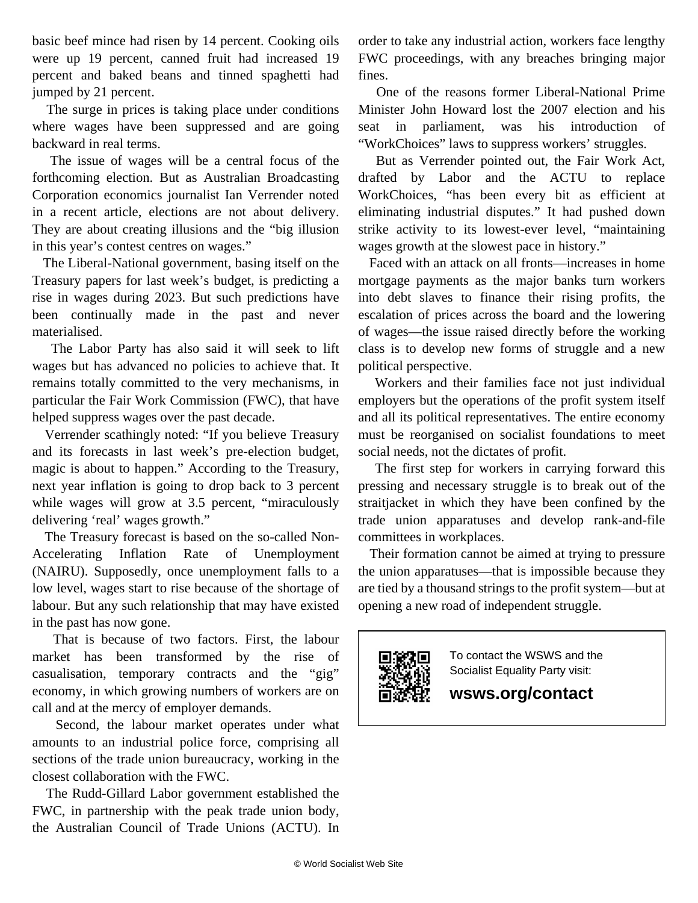basic beef mince had risen by 14 percent. Cooking oils were up 19 percent, canned fruit had increased 19 percent and baked beans and tinned spaghetti had jumped by 21 percent.

The surge in prices is taking place under conditions where wages have been suppressed and are going backward in real terms.

The issue of wages will be a central focus of the forthcoming election. But as Australian Broadcasting Corporation economics journalist Ian Verrender noted in a recent article, elections are not about delivery. They are about creating illusions and the "big illusion in this year's contest centres on wages."

The Liberal-National government, basing itself on the Treasury papers for last week's budget, is predicting a rise in wages during 2023. But such predictions have been continually made in the past and never materialised.

The Labor Party has also said it will seek to lift wages but has advanced no policies to achieve that. It remains totally committed to the very mechanisms, in particular the Fair Work Commission (FWC), that have helped suppress wages over the past decade.

Verrender scathingly noted: "If you believe Treasury and its forecasts in last week's pre-election budget, magic is about to happen." According to the Treasury, next year inflation is going to drop back to 3 percent while wages will grow at 3.5 percent, "miraculously delivering 'real' wages growth."

The Treasury forecast is based on the so-called Non-Accelerating Inflation Rate of Unemployment (NAIRU). Supposedly, once unemployment falls to a low level, wages start to rise because of the shortage of labour. But any such relationship that may have existed in the past has now gone.

That is because of two factors. First, the labour market has been transformed by the rise of casualisation, temporary contracts and the "gig" economy, in which growing numbers of workers are on call and at the mercy of employer demands.

Second, the labour market operates under what amounts to an industrial police force, comprising all sections of the trade union bureaucracy, working in the closest collaboration with the FWC.

The Rudd-Gillard Labor government established the FWC, in partnership with the peak trade union body, the Australian Council of Trade Unions (ACTU). In order to take any industrial action, workers face lengthy FWC proceedings, with any breaches bringing major fines.

One of the reasons former Liberal-National Prime Minister John Howard lost the 2007 election and his seat in parliament, was his introduction of "WorkChoices" laws to suppress workers' struggles.

But as Verrender pointed out, the Fair Work Act, drafted by Labor and the ACTU to replace WorkChoices, "has been every bit as efficient at eliminating industrial disputes." It had pushed down strike activity to its lowest-ever level, "maintaining wages growth at the slowest pace in history."

Faced with an attack on all fronts—increases in home mortgage payments as the major banks turn workers into debt slaves to finance their rising profits, the escalation of prices across the board and the lowering of wages—the issue raised directly before the working class is to develop new forms of struggle and a new political perspective.

Workers and their families face not just individual employers but the operations of the profit system itself and all its political representatives. The entire economy must be reorganised on socialist foundations to meet social needs, not the dictates of profit.

The first step for workers in carrying forward this pressing and necessary struggle is to break out of the straitjacket in which they have been confined by the trade union apparatuses and develop rank-and-file committees in workplaces.

Their formation cannot be aimed at trying to pressure the union apparatuses—that is impossible because they are tied by a thousand strings to the profit system—but at opening a new road of independent struggle.

To contact the WSWS and the Socialist Equality Party visit:

**wsws.org/contact**